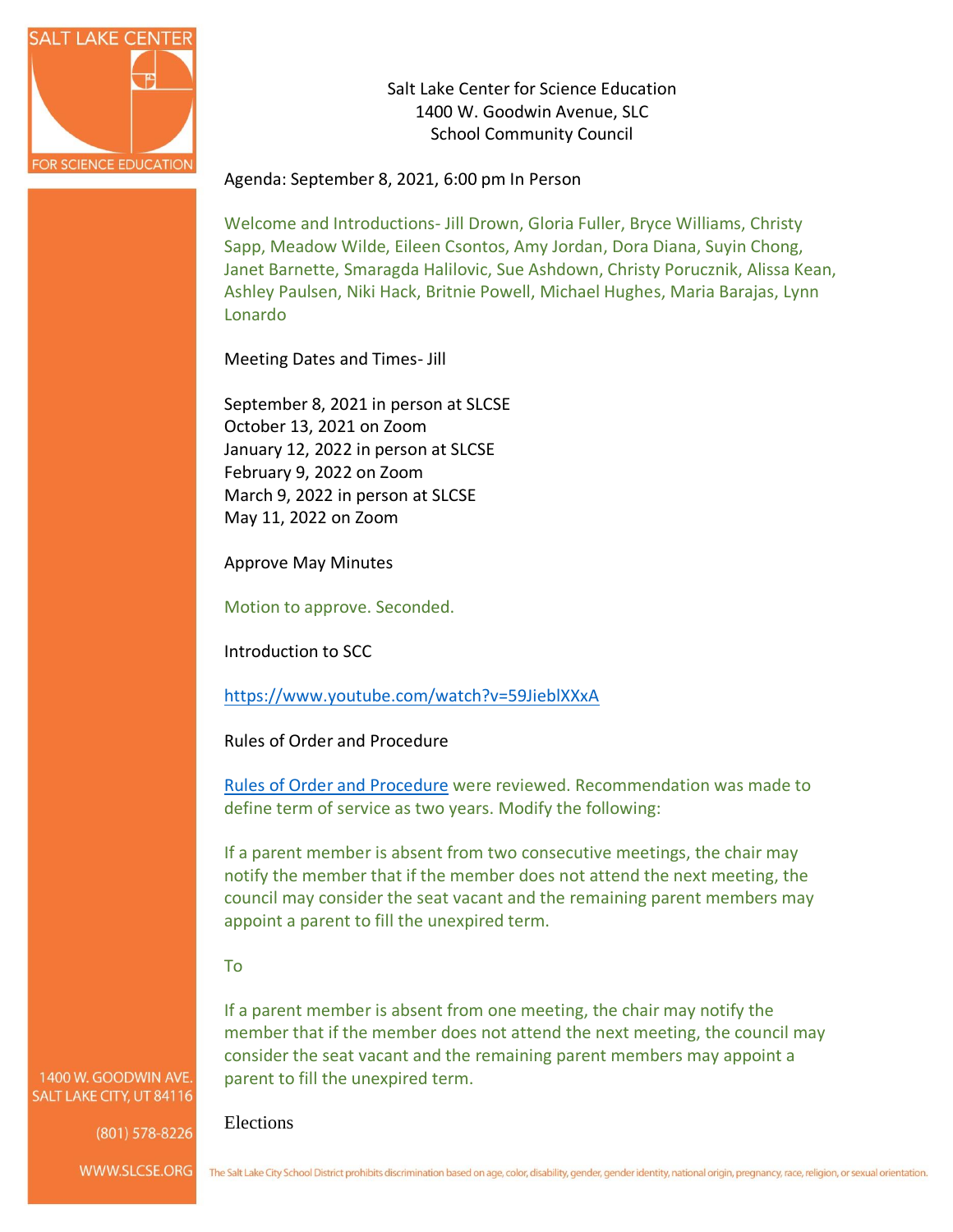Salt Lake Center for Science Education
1400 W. Goodwin Avenue, SLC
School Community Council

Agenda: September 8, 2021, 6:00 pm In Person

Welcome and Introductions- Jill Drown, Gloria Fuller, Bryce Williams, Christy Sapp, Meadow Wilde, Eileen Csontos, Amy Jordan, Dora Diana, Suyin Chong, Janet Barnette, Smaragda Halilovic, Sue Ashdown, Christy Porucznik, Alissa Kean, Ashley Paulsen, Niki Hack, Britnie Powell, Michael Hughes, Maria Barajas, Lynn Lonardo

Meeting Dates and Times- Jill

September 8, 2021 in person at SLCSE
October 13, 2021 on Zoom
January 12, 2022 in person at SLCSE
February 9, 2022 on Zoom
March 9, 2022 in person at SLCSE
May 11, 2022 on Zoom

Approve May Minutes

Motion to approve. Seconded.

Introduction to SCC

https://www.youtube.com/watch?v=59JieblXXxA

Rules of Order and Procedure

Rules of Order and Procedure were reviewed. Recommendation was made to define term of service as two years. Modify the following:

If a parent member is absent from two consecutive meetings, the chair may notify the member that if the member does not attend the next meeting, the council may consider the seat vacant and the remaining parent members may appoint a parent to fill the unexpired term.

To

If a parent member is absent from one meeting, the chair may notify the member that if the member does not attend the next meeting, the council may consider the seat vacant and the remaining parent members may appoint a parent to fill the unexpired term.

Elections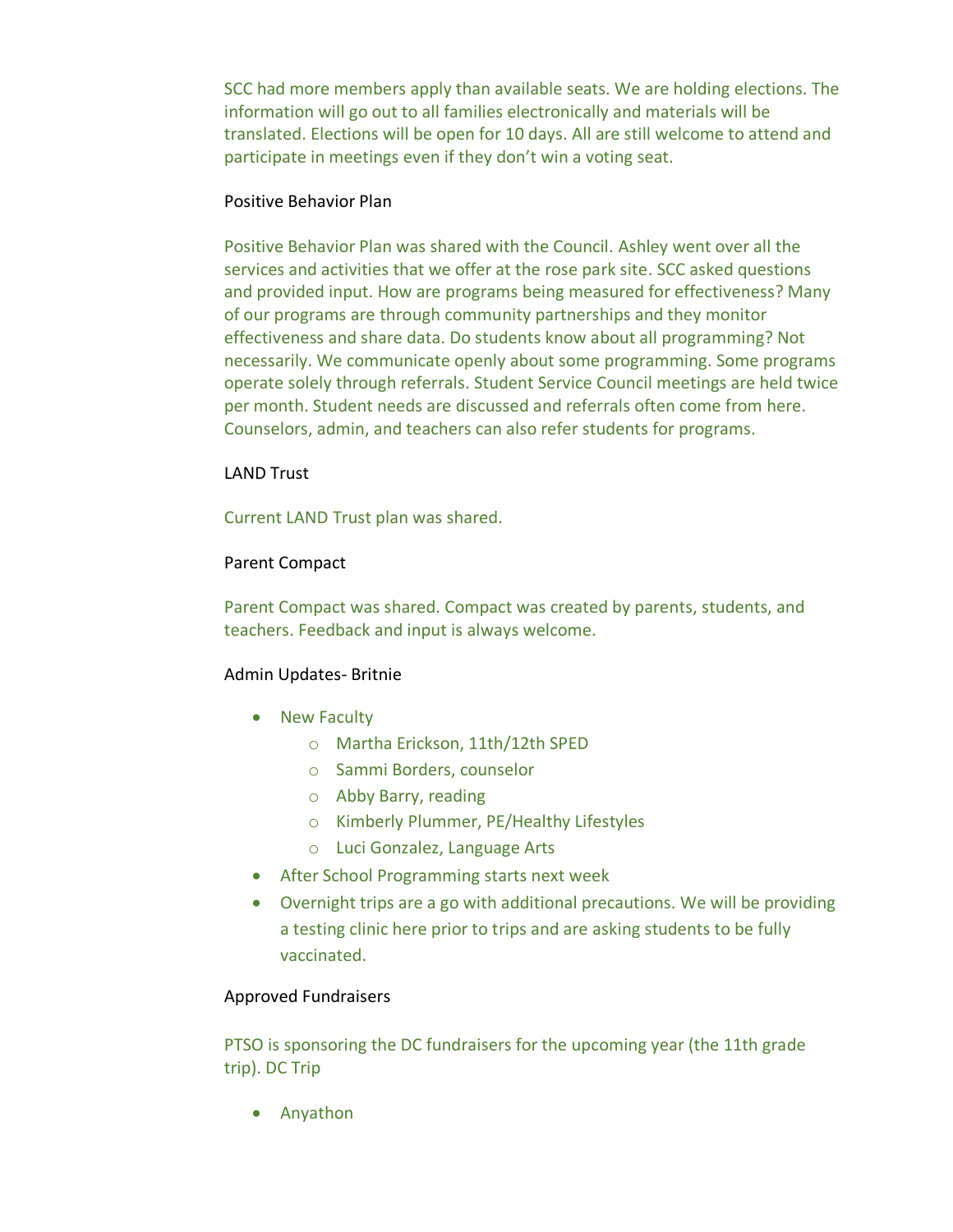SCC had more members apply than available seats. We are holding elections. The information will go out to all families electronically and materials will be translated. Elections will be open for 10 days. All are still welcome to attend and participate in meetings even if they don't win a voting seat.

Positive Behavior Plan

Positive Behavior Plan was shared with the Council. Ashley went over all the services and activities that we offer at the rose park site. SCC asked questions and provided input. How are programs being measured for effectiveness? Many of our programs are through community partnerships and they monitor effectiveness and share data. Do students know about all programming? Not necessarily. We communicate openly about some programming. Some programs operate solely through referrals. Student Service Council meetings are held twice per month. Student needs are discussed and referrals often come from here. Counselors, admin, and teachers can also refer students for programs.

LAND Trust

Current LAND Trust plan was shared.

Parent Compact

Parent Compact was shared. Compact was created by parents, students, and teachers. Feedback and input is always welcome.

Admin Updates- Britnie

- New Faculty
  - Martha Erickson, 11th/12th SPED
  - Sammi Borders, counselor
  - Abby Barry, reading
  - Kimberly Plummer, PE/Healthy Lifestyles
  - Luci Gonzalez, Language Arts
- After School Programming starts next week
- Overnight trips are a go with additional precautions. We will be providing a testing clinic here prior to trips and are asking students to be fully vaccinated.

Approved Fundraisers

PTSO is sponsoring the DC fundraisers for the upcoming year (the 11th grade trip). DC Trip

- Anyathon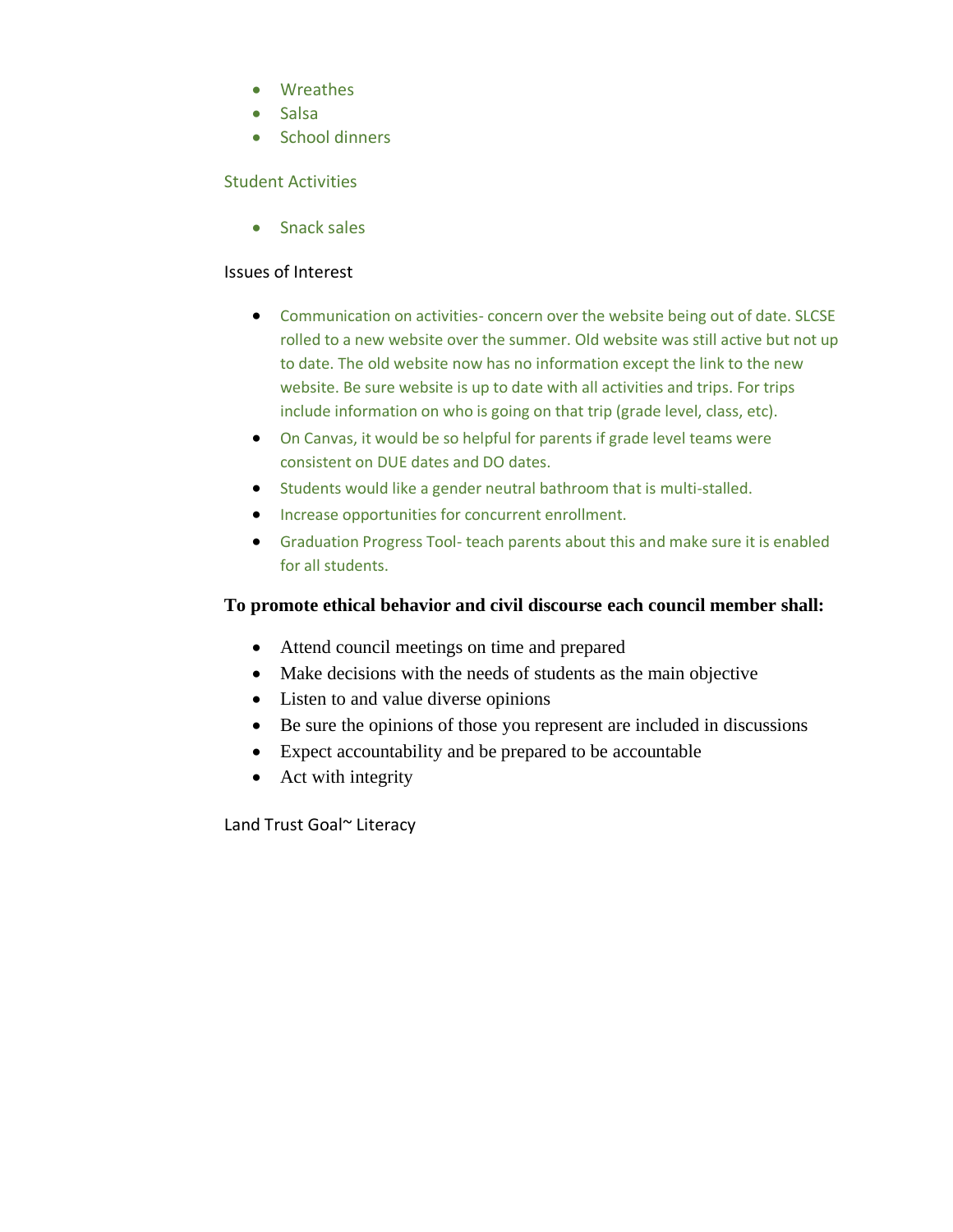- Wreathes
- Salsa
- School dinners

Student Activities

- Snack sales

Issues of Interest

- Communication on activities- concern over the website being out of date. SLCSE rolled to a new website over the summer. Old website was still active but not up to date. The old website now has no information except the link to the new website. Be sure website is up to date with all activities and trips. For trips include information on who is going on that trip (grade level, class, etc).
- On Canvas, it would be so helpful for parents if grade level teams were consistent on DUE dates and DO dates.
- Students would like a gender neutral bathroom that is multi-stalled.
- Increase opportunities for concurrent enrollment.
- Graduation Progress Tool- teach parents about this and make sure it is enabled for all students.

**To promote ethical behavior and civil discourse each council member shall:**

- Attend council meetings on time and prepared
- Make decisions with the needs of students as the main objective
- Listen to and value diverse opinions
- Be sure the opinions of those you represent are included in discussions
- Expect accountability and be prepared to be accountable
- Act with integrity

Land Trust Goal~ Literacy